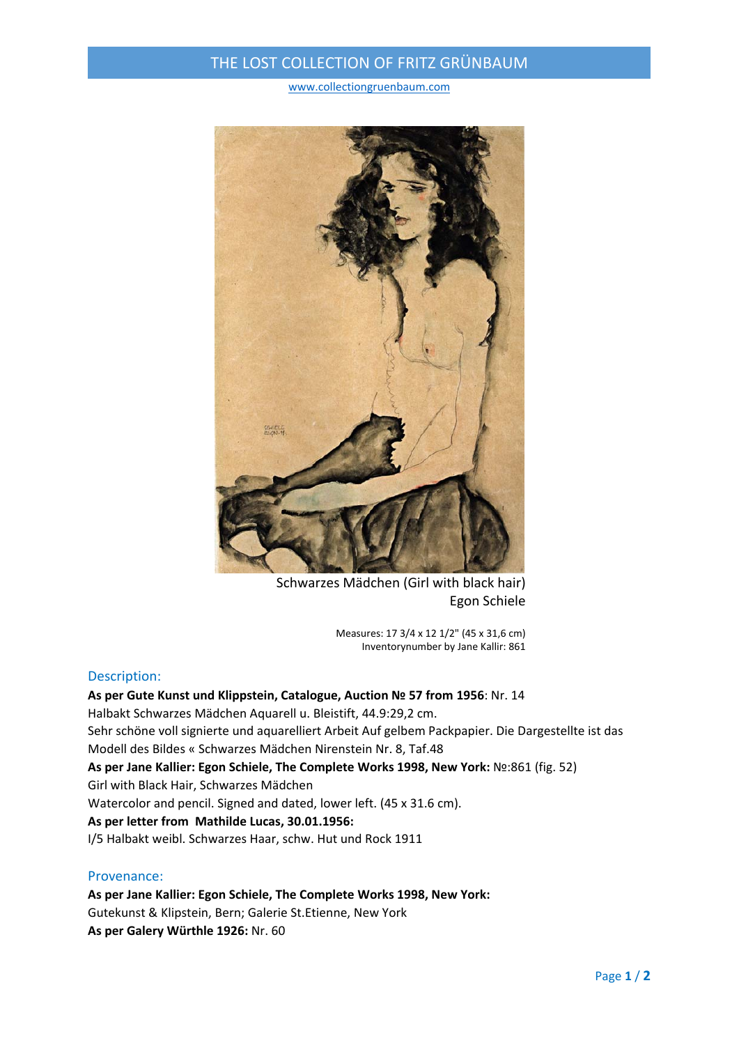# THE LOST COLLECTION OF FRITZ GRÜNBAUM

www.collectiongruenbaum.com

Schwarzes Mädchen (Girl with black hair)
Egon Schiele

Measures: 17 3/4 x 12 1/2" (45 x 31,6 cm)
Inventorynumber by Jane Kallir: 861

## Description:

**As per Gute Kunst und Klippstein, Catalogue, Auction № 57 from 1956**: Nr. 14
Halbakt Schwarzes Mädchen Aquarell u. Bleistift, 44.9:29,2 cm.
Sehr schöne voll signierte und aquarelliert Arbeit Auf gelbem Packpapier. Die Dargestellte ist das Modell des Bildes « Schwarzes Mädchen Nirenstein Nr. 8, Taf.48

**As per Jane Kallier: Egon Schiele, The Complete Works 1998, New York:** №:861 (fig. 52)
Girl with Black Hair, Schwarzes Mädchen
Watercolor and pencil. Signed and dated, lower left. (45 x 31.6 cm).

**As per letter from Mathilde Lucas, 30.01.1956:**
I/5 Halbakt weibl. Schwarzes Haar, schw. Hut und Rock 1911

## Provenance:

**As per Jane Kallier: Egon Schiele, The Complete Works 1998, New York:**
Gutekunst & Klipstein, Bern; Galerie St.Etienne, New York
**As per Galery Würthle 1926:** Nr. 60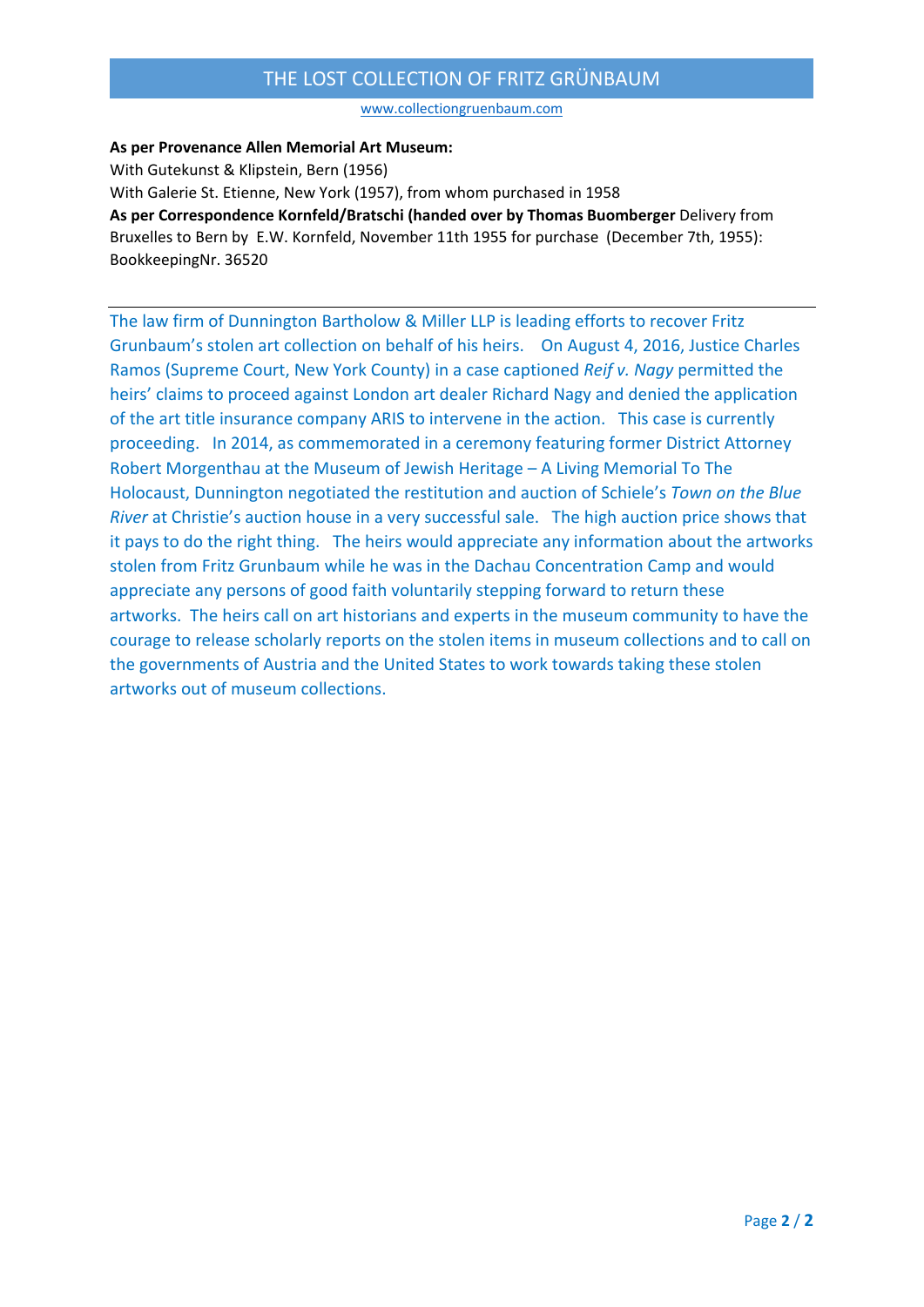**As per Provenance Allen Memorial Art Museum:**
With Gutekunst & Klipstein, Bern (1956)
With Galerie St. Etienne, New York (1957), from whom purchased in 1958
**As per Correspondence Kornfeld/Bratschi (handed over by Thomas Buomberger** Delivery from Bruxelles to Bern by E.W. Kornfeld, November 11th 1955 for purchase (December 7th, 1955): BookkeepingNr. 36520

---

The law firm of Dunnington Bartholow & Miller LLP is leading efforts to recover Fritz Grunbaum's stolen art collection on behalf of his heirs. On August 4, 2016, Justice Charles Ramos (Supreme Court, New York County) in a case captioned *Reif v. Nagy* permitted the heirs' claims to proceed against London art dealer Richard Nagy and denied the application of the art title insurance company ARIS to intervene in the action. This case is currently proceeding. In 2014, as commemorated in a ceremony featuring former District Attorney Robert Morgenthau at the Museum of Jewish Heritage – A Living Memorial To The Holocaust, Dunnington negotiated the restitution and auction of Schiele's *Town on the Blue River* at Christie's auction house in a very successful sale. The high auction price shows that it pays to do the right thing. The heirs would appreciate any information about the artworks stolen from Fritz Grunbaum while he was in the Dachau Concentration Camp and would appreciate any persons of good faith voluntarily stepping forward to return these artworks. The heirs call on art historians and experts in the museum community to have the courage to release scholarly reports on the stolen items in museum collections and to call on the governments of Austria and the United States to work towards taking these stolen artworks out of museum collections.